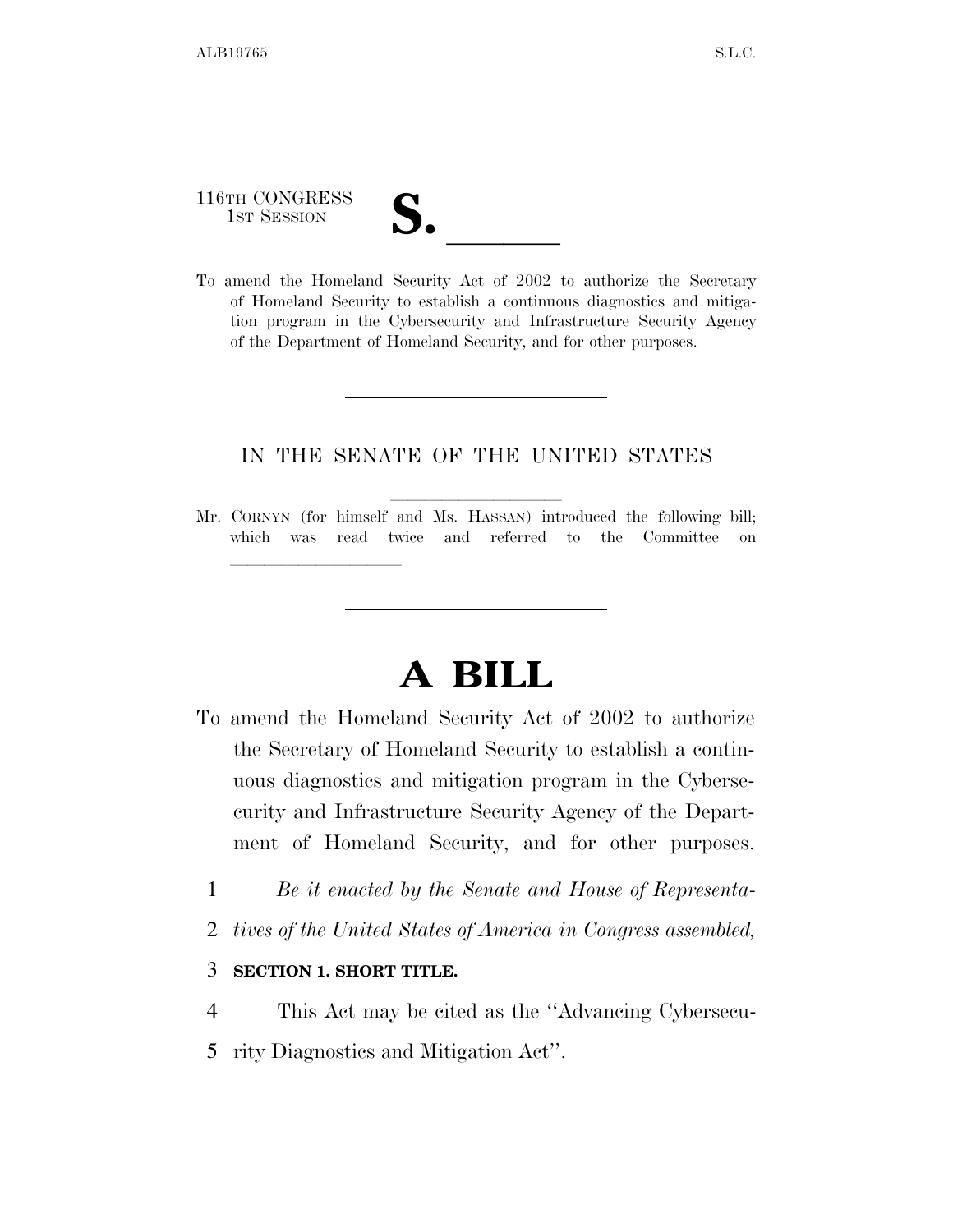116TH CONGRESS
1ST SESSION

# S. \_\_\_\_\_\_

To amend the Homeland Security Act of 2002 to authorize the Secretary of Homeland Security to establish a continuous diagnostics and mitigation program in the Cybersecurity and Infrastructure Security Agency of the Department of Homeland Security, and for other purposes.

---

IN THE SENATE OF THE UNITED STATES

Mr. CORNYN (for himself and Ms. HASSAN) introduced the following bill; which was read twice and referred to the Committee on \_\_\_\_\_\_\_\_\_\_\_\_\_\_\_\_

---

# A BILL

To amend the Homeland Security Act of 2002 to authorize the Secretary of Homeland Security to establish a continuous diagnostics and mitigation program in the Cybersecurity and Infrastructure Security Agency of the Department of Homeland Security, and for other purposes.

1 *Be it enacted by the Senate and House of Representa-*
2 *tives of the United States of America in Congress assembled,*

3 **SECTION 1. SHORT TITLE.**

4 This Act may be cited as the "Advancing Cybersecu-
5 rity Diagnostics and Mitigation Act".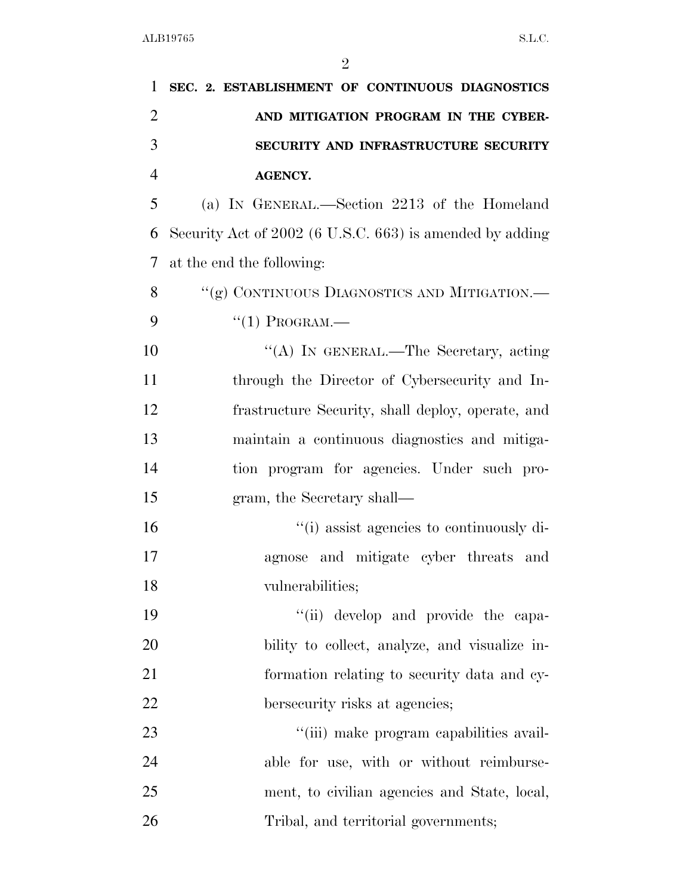**SEC. 2. ESTABLISHMENT OF CONTINUOUS DIAGNOSTICS AND MITIGATION PROGRAM IN THE CYBERSECURITY AND INFRASTRUCTURE SECURITY AGENCY.**

(a) IN GENERAL.—Section 2213 of the Homeland Security Act of 2002 (6 U.S.C. 663) is amended by adding at the end the following:

"(g) CONTINUOUS DIAGNOSTICS AND MITIGATION.—

"(1) PROGRAM.—

"(A) IN GENERAL.—The Secretary, acting through the Director of Cybersecurity and Infrastructure Security, shall deploy, operate, and maintain a continuous diagnostics and mitigation program for agencies. Under such program, the Secretary shall—

"(i) assist agencies to continuously diagnose and mitigate cyber threats and vulnerabilities;

"(ii) develop and provide the capability to collect, analyze, and visualize information relating to security data and cybersecurity risks at agencies;

"(iii) make program capabilities available for use, with or without reimbursement, to civilian agencies and State, local, Tribal, and territorial governments;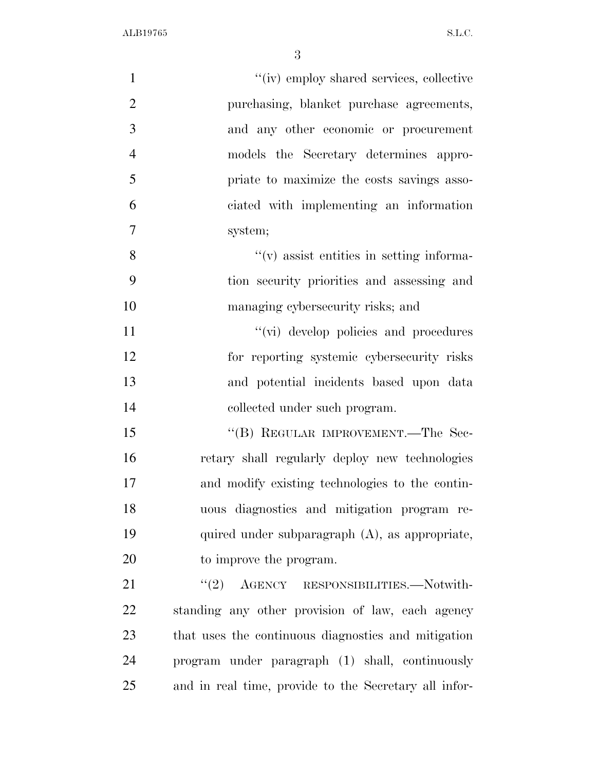"(iv) employ shared services, collective purchasing, blanket purchase agreements, and any other economic or procurement models the Secretary determines appropriate to maximize the costs savings associated with implementing an information system;

"(v) assist entities in setting information security priorities and assessing and managing cybersecurity risks; and

"(vi) develop policies and procedures for reporting systemic cybersecurity risks and potential incidents based upon data collected under such program.

"(B) REGULAR IMPROVEMENT.—The Secretary shall regularly deploy new technologies and modify existing technologies to the continuous diagnostics and mitigation program required under subparagraph (A), as appropriate, to improve the program.

"(2) AGENCY RESPONSIBILITIES.—Notwithstanding any other provision of law, each agency that uses the continuous diagnostics and mitigation program under paragraph (1) shall, continuously and in real time, provide to the Secretary all infor-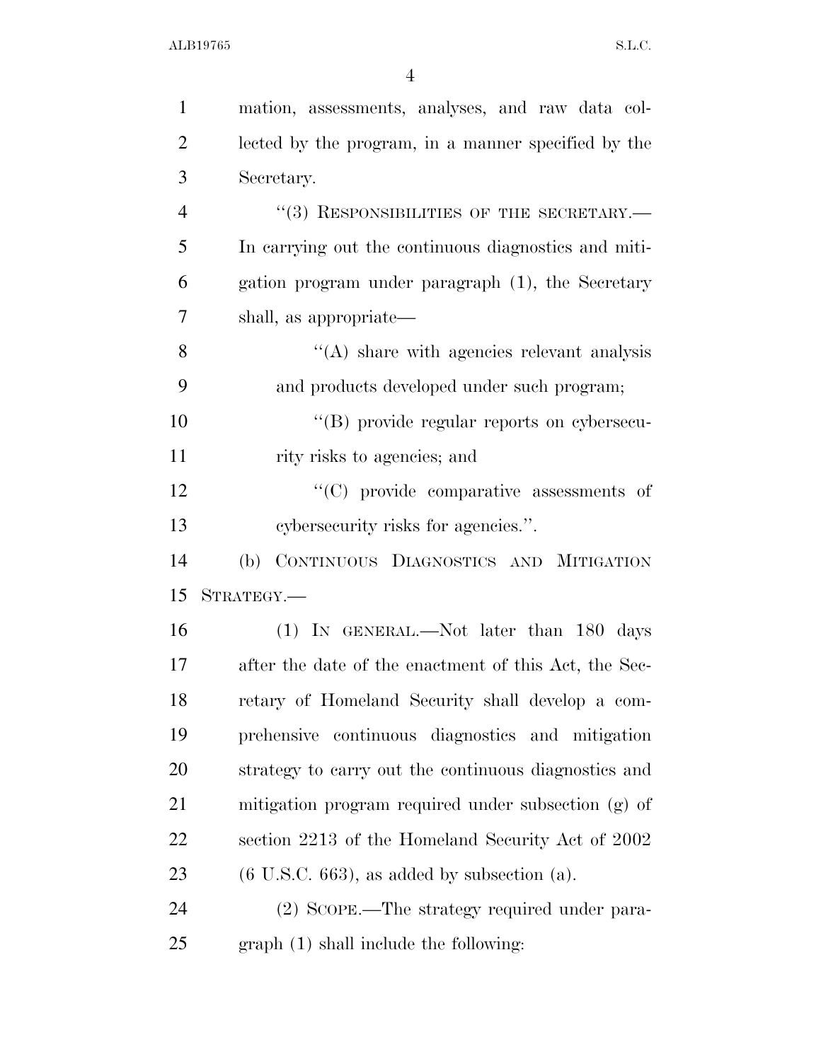mation, assessments, analyses, and raw data collected by the program, in a manner specified by the Secretary.

"(3) RESPONSIBILITIES OF THE SECRETARY.—In carrying out the continuous diagnostics and mitigation program under paragraph (1), the Secretary shall, as appropriate—

"(A) share with agencies relevant analysis and products developed under such program;

"(B) provide regular reports on cybersecurity risks to agencies; and

"(C) provide comparative assessments of cybersecurity risks for agencies.".

(b) CONTINUOUS DIAGNOSTICS AND MITIGATION STRATEGY.—

(1) IN GENERAL.—Not later than 180 days after the date of the enactment of this Act, the Secretary of Homeland Security shall develop a comprehensive continuous diagnostics and mitigation strategy to carry out the continuous diagnostics and mitigation program required under subsection (g) of section 2213 of the Homeland Security Act of 2002 (6 U.S.C. 663), as added by subsection (a).

(2) SCOPE.—The strategy required under paragraph (1) shall include the following: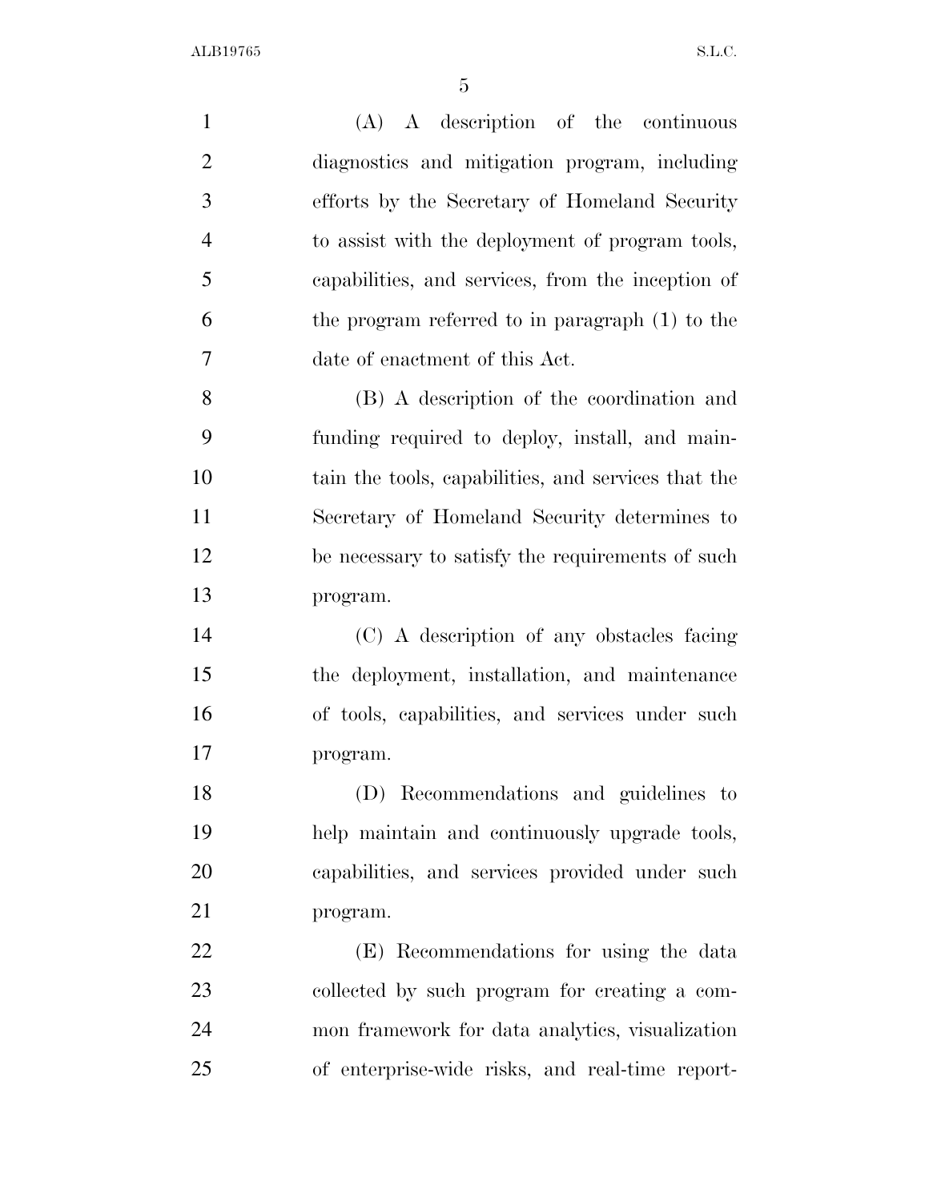(A) A description of the continuous diagnostics and mitigation program, including efforts by the Secretary of Homeland Security to assist with the deployment of program tools, capabilities, and services, from the inception of the program referred to in paragraph (1) to the date of enactment of this Act.

(B) A description of the coordination and funding required to deploy, install, and maintain the tools, capabilities, and services that the Secretary of Homeland Security determines to be necessary to satisfy the requirements of such program.

(C) A description of any obstacles facing the deployment, installation, and maintenance of tools, capabilities, and services under such program.

(D) Recommendations and guidelines to help maintain and continuously upgrade tools, capabilities, and services provided under such program.

(E) Recommendations for using the data collected by such program for creating a common framework for data analytics, visualization of enterprise-wide risks, and real-time report-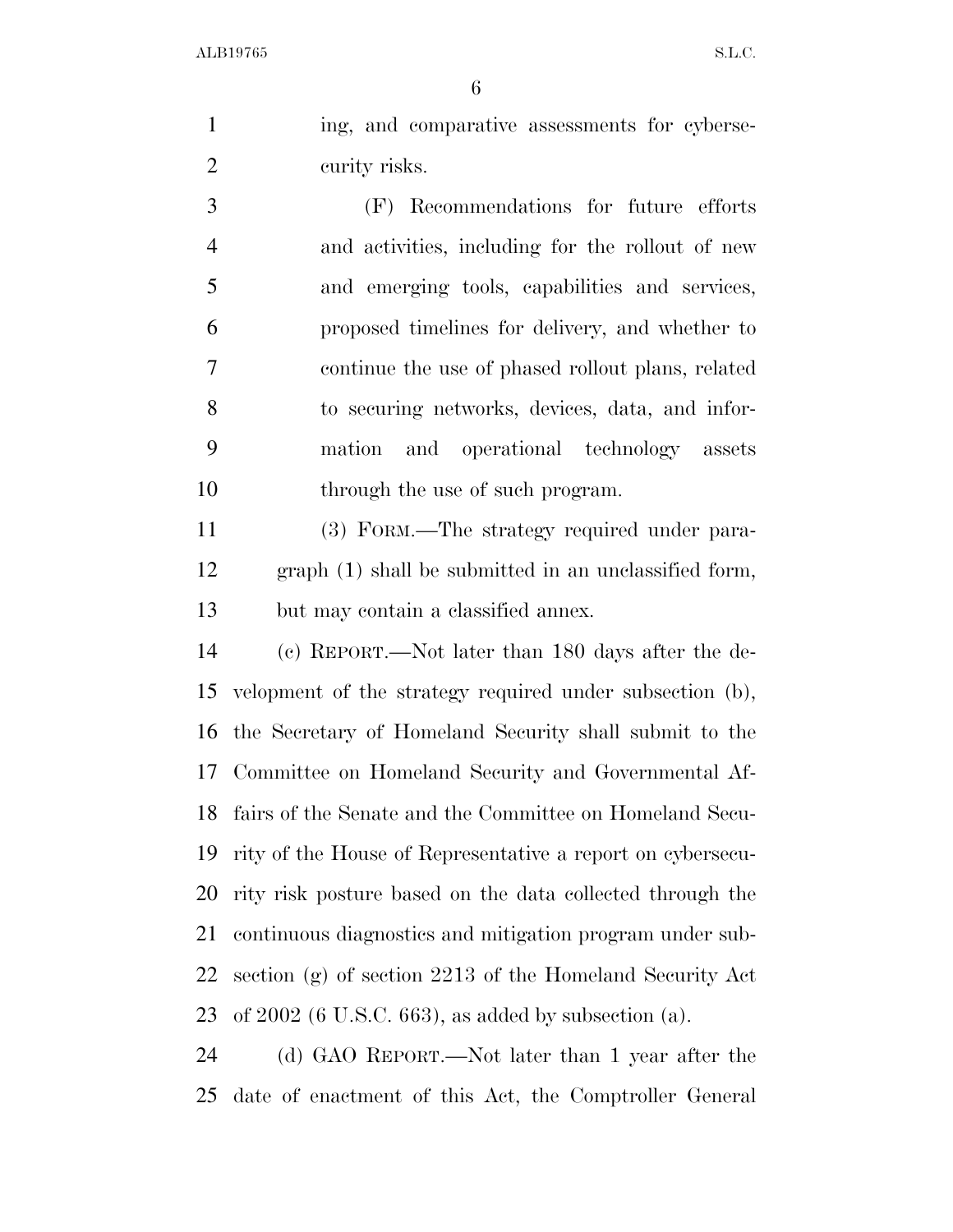ing, and comparative assessments for cybersecurity risks.

(F) Recommendations for future efforts and activities, including for the rollout of new and emerging tools, capabilities and services, proposed timelines for delivery, and whether to continue the use of phased rollout plans, related to securing networks, devices, data, and information and operational technology assets through the use of such program.

(3) FORM.—The strategy required under paragraph (1) shall be submitted in an unclassified form, but may contain a classified annex.

(c) REPORT.—Not later than 180 days after the development of the strategy required under subsection (b), the Secretary of Homeland Security shall submit to the Committee on Homeland Security and Governmental Affairs of the Senate and the Committee on Homeland Security of the House of Representative a report on cybersecurity risk posture based on the data collected through the continuous diagnostics and mitigation program under subsection (g) of section 2213 of the Homeland Security Act of 2002 (6 U.S.C. 663), as added by subsection (a).

(d) GAO REPORT.—Not later than 1 year after the date of enactment of this Act, the Comptroller General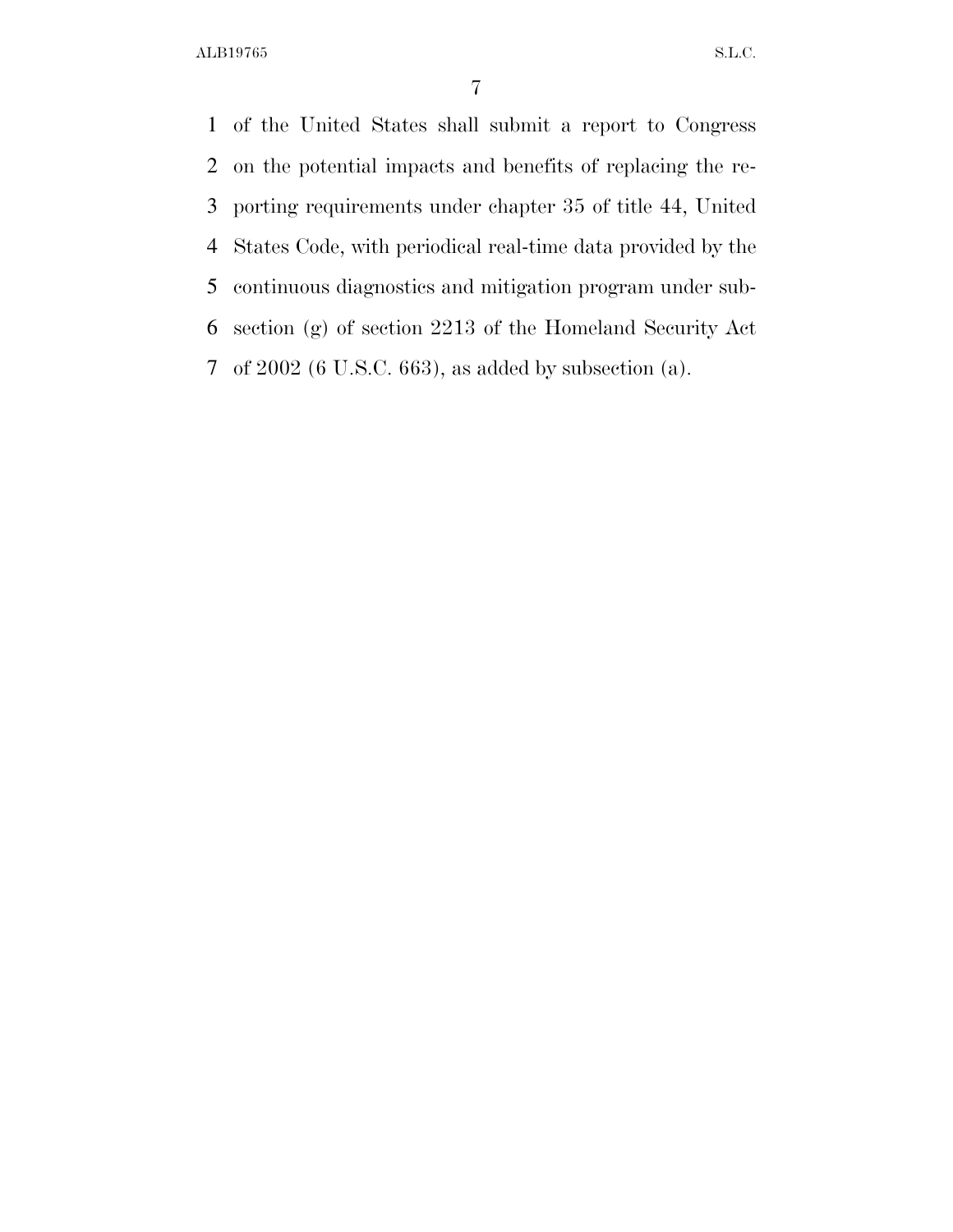of the United States shall submit a report to Congress on the potential impacts and benefits of replacing the reporting requirements under chapter 35 of title 44, United States Code, with periodical real-time data provided by the continuous diagnostics and mitigation program under subsection (g) of section 2213 of the Homeland Security Act of 2002 (6 U.S.C. 663), as added by subsection (a).